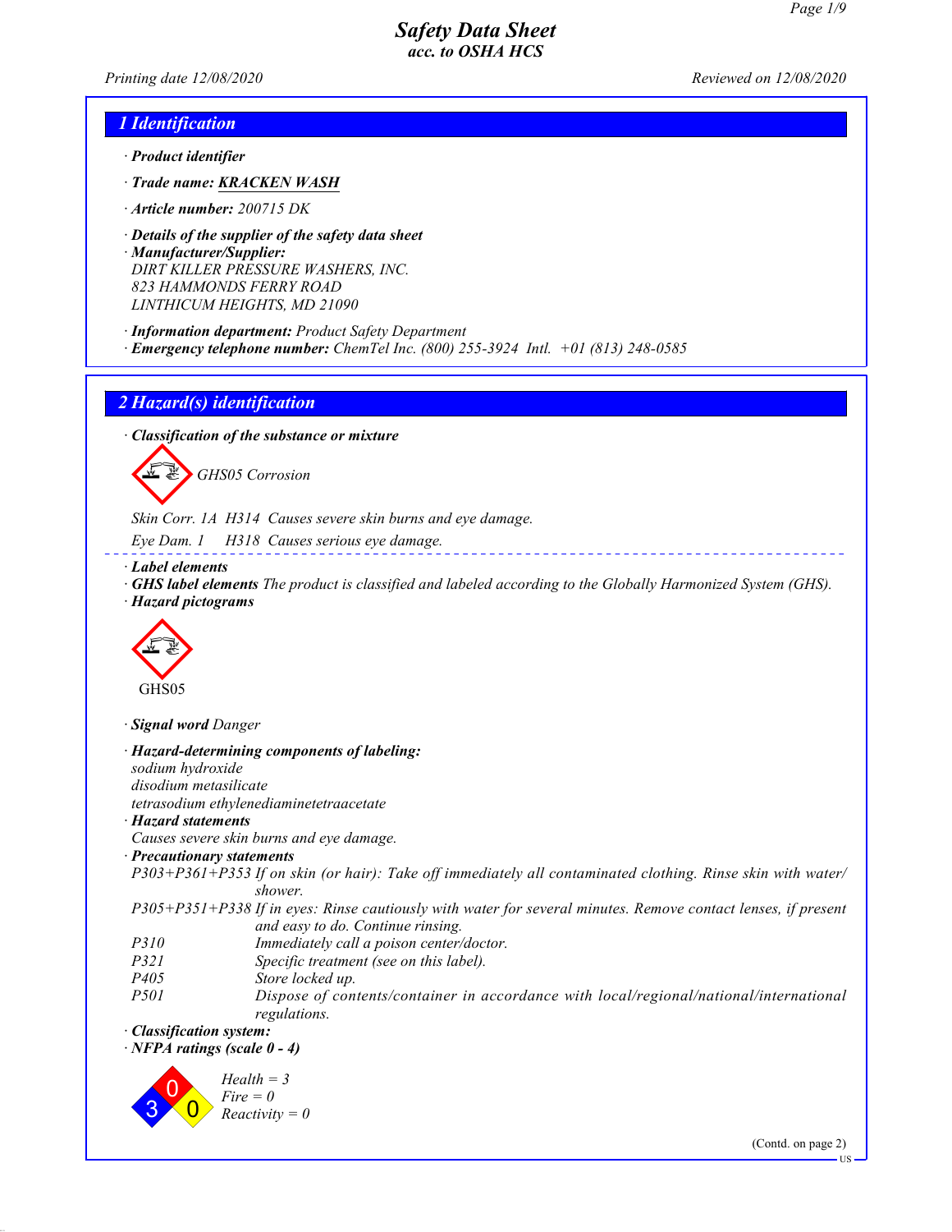# Safety Data Sheet
## acc. to OSHA HCS

Printing date 12/08/2020 Reviewed on 12/08/2020

## 1 Identification

· **Product identifier**

· **Trade name: KRACKEN WASH**

· **Article number:** 200715 DK

· **Details of the supplier of the safety data sheet**

· **Manufacturer/Supplier:**
DIRT KILLER PRESSURE WASHERS, INC.
823 HAMMONDS FERRY ROAD
LINTHICUM HEIGHTS, MD 21090

· **Information department:** Product Safety Department

· **Emergency telephone number:** ChemTel Inc. (800) 255-3924 Intl. +01 (813) 248-0585

## 2 Hazard(s) identification

· **Classification of the substance or mixture**

GHS05 Corrosion

Skin Corr. 1A H314 Causes severe skin burns and eye damage.

Eye Dam. 1 H318 Causes serious eye damage.

· **Label elements**

· **GHS label elements** The product is classified and labeled according to the Globally Harmonized System (GHS).

· **Hazard pictograms**

GHS05

· **Signal word** Danger

· **Hazard-determining components of labeling:**
sodium hydroxide
disodium metasilicate
tetrasodium ethylenediaminetetraacetate

· **Hazard statements**
Causes severe skin burns and eye damage.

· **Precautionary statements**

P303+P361+P353 If on skin (or hair): Take off immediately all contaminated clothing. Rinse skin with water/shower.

P305+P351+P338 If in eyes: Rinse cautiously with water for several minutes. Remove contact lenses, if present and easy to do. Continue rinsing.

P310 Immediately call a poison center/doctor.

P321 Specific treatment (see on this label).

P405 Store locked up.

P501 Dispose of contents/container in accordance with local/regional/national/international regulations.

· **Classification system:**

· **NFPA ratings (scale 0 - 4)**

Health = 3
Fire = 0
Reactivity = 0

(Contd. on page 2)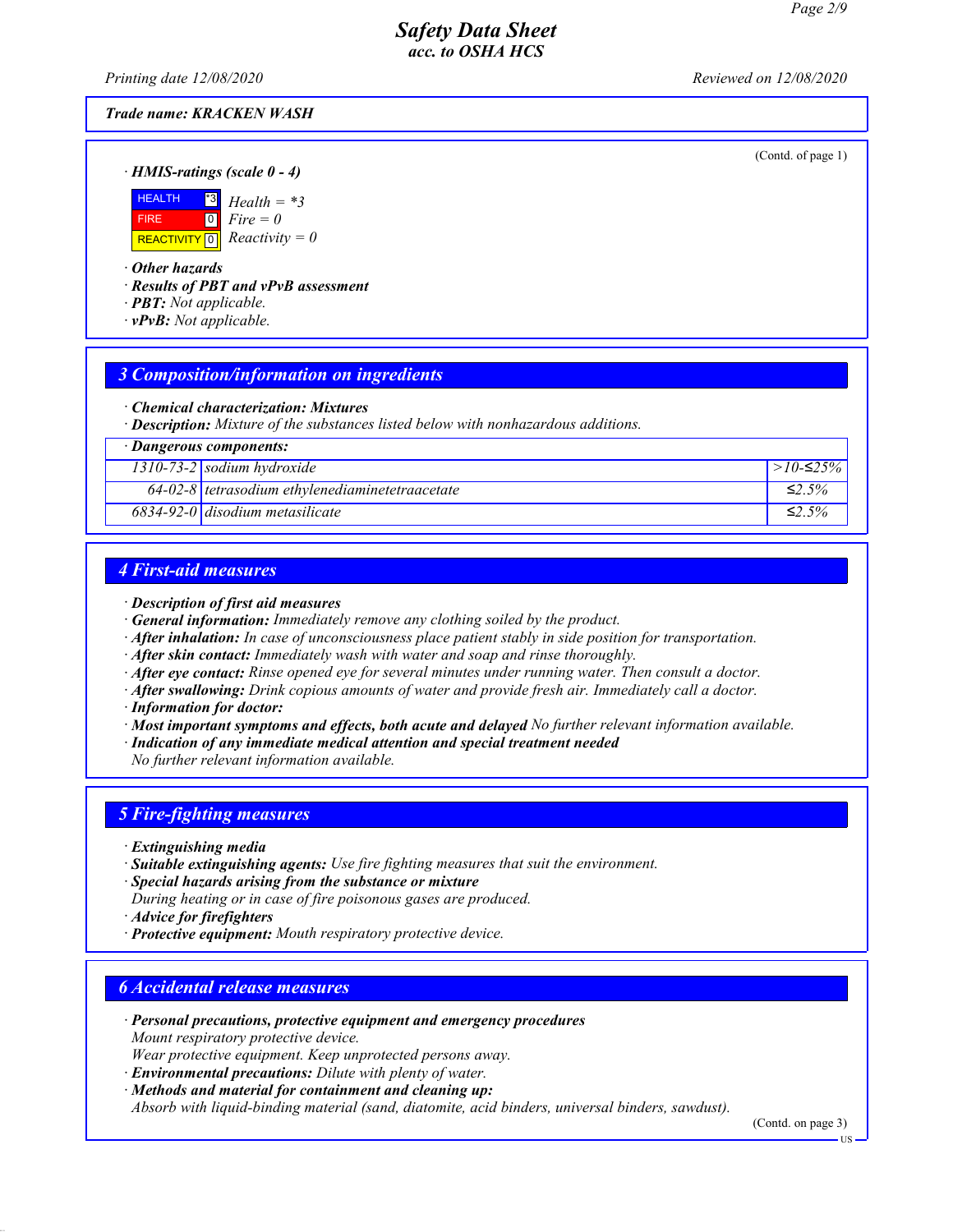Trade name: KRACKEN WASH

(Contd. of page 1)

· **HMIS-ratings (scale 0 - 4)**

| | | |
|---|---|---|
| HEALTH | *3 | Health = *3 |
| FIRE | 0 | Fire = 0 |
| REACTIVITY | 0 | Reactivity = 0 |

· **Other hazards**
· **Results of PBT and vPvB assessment**
· **PBT:** Not applicable.
· **vPvB:** Not applicable.

## 3 Composition/information on ingredients

· **Chemical characterization: Mixtures**
· **Description:** Mixture of the substances listed below with nonhazardous additions.

| · Dangerous components: | | |
|---|---|---|
| 1310-73-2 | sodium hydroxide | >10-≤25% |
| 64-02-8 | tetrasodium ethylenediaminetetraacetate | ≤2.5% |
| 6834-92-0 | disodium metasilicate | ≤2.5% |

## 4 First-aid measures

· **Description of first aid measures**
· **General information:** Immediately remove any clothing soiled by the product.
· **After inhalation:** In case of unconsciousness place patient stably in side position for transportation.
· **After skin contact:** Immediately wash with water and soap and rinse thoroughly.
· **After eye contact:** Rinse opened eye for several minutes under running water. Then consult a doctor.
· **After swallowing:** Drink copious amounts of water and provide fresh air. Immediately call a doctor.
· **Information for doctor:**
· **Most important symptoms and effects, both acute and delayed** No further relevant information available.
· **Indication of any immediate medical attention and special treatment needed**
No further relevant information available.

## 5 Fire-fighting measures

· **Extinguishing media**
· **Suitable extinguishing agents:** Use fire fighting measures that suit the environment.
· **Special hazards arising from the substance or mixture**
During heating or in case of fire poisonous gases are produced.
· **Advice for firefighters**
· **Protective equipment:** Mouth respiratory protective device.

## 6 Accidental release measures

· **Personal precautions, protective equipment and emergency procedures**
Mount respiratory protective device.
Wear protective equipment. Keep unprotected persons away.
· **Environmental precautions:** Dilute with plenty of water.
· **Methods and material for containment and cleaning up:**
Absorb with liquid-binding material (sand, diatomite, acid binders, universal binders, sawdust).

(Contd. on page 3)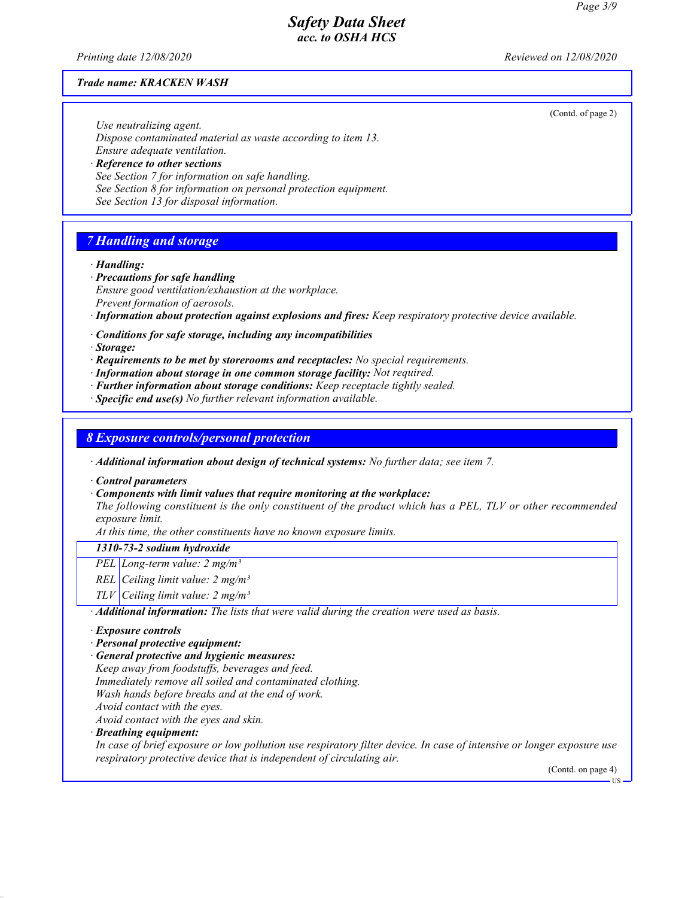**Trade name: KRACKEN WASH**

(Contd. of page 2)

Use neutralizing agent.
Dispose contaminated material as waste according to item 13.
Ensure adequate ventilation.

· **Reference to other sections**
See Section 7 for information on safe handling.
See Section 8 for information on personal protection equipment.
See Section 13 for disposal information.

## 7 Handling and storage

· **Handling:**
· **Precautions for safe handling**
Ensure good ventilation/exhaustion at the workplace.
Prevent formation of aerosols.
· **Information about protection against explosions and fires:** Keep respiratory protective device available.

· **Conditions for safe storage, including any incompatibilities**
· **Storage:**
· **Requirements to be met by storerooms and receptacles:** No special requirements.
· **Information about storage in one common storage facility:** Not required.
· **Further information about storage conditions:** Keep receptacle tightly sealed.
· **Specific end use(s)** No further relevant information available.

## 8 Exposure controls/personal protection

· **Additional information about design of technical systems:** No further data; see item 7.

· **Control parameters**
· **Components with limit values that require monitoring at the workplace:**
The following constituent is the only constituent of the product which has a PEL, TLV or other recommended exposure limit.
At this time, the other constituents have no known exposure limits.

| 1310-73-2 sodium hydroxide | |
|---|---|
| PEL | Long-term value: 2 mg/m³ |
| REL | Ceiling limit value: 2 mg/m³ |
| TLV | Ceiling limit value: 2 mg/m³ |

· **Additional information:** The lists that were valid during the creation were used as basis.

· **Exposure controls**
· **Personal protective equipment:**
· **General protective and hygienic measures:**
Keep away from foodstuffs, beverages and feed.
Immediately remove all soiled and contaminated clothing.
Wash hands before breaks and at the end of work.
Avoid contact with the eyes.
Avoid contact with the eyes and skin.
· **Breathing equipment:**
In case of brief exposure or low pollution use respiratory filter device. In case of intensive or longer exposure use respiratory protective device that is independent of circulating air.

(Contd. on page 4)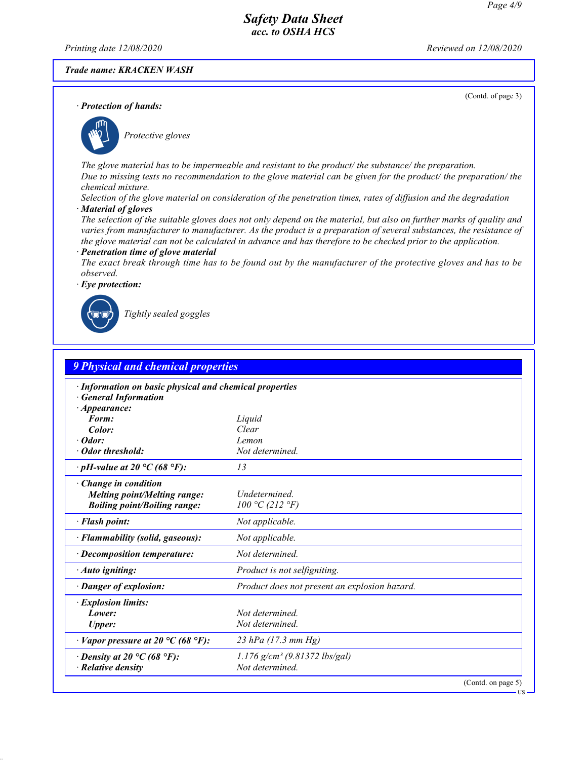Trade name: KRACKEN WASH

(Contd. of page 3)

· **Protection of hands:**

Protective gloves

The glove material has to be impermeable and resistant to the product/ the substance/ the preparation.
Due to missing tests no recommendation to the glove material can be given for the product/ the preparation/ the chemical mixture.
Selection of the glove material on consideration of the penetration times, rates of diffusion and the degradation

· **Material of gloves**
The selection of the suitable gloves does not only depend on the material, but also on further marks of quality and varies from manufacturer to manufacturer. As the product is a preparation of several substances, the resistance of the glove material can not be calculated in advance and has therefore to be checked prior to the application.

· **Penetration time of glove material**
The exact break through time has to be found out by the manufacturer of the protective gloves and has to be observed.

· **Eye protection:**

Tightly sealed goggles

## 9 Physical and chemical properties

· **Information on basic physical and chemical properties**
· **General Information**
· **Appearance:**

| | |
|---|---|
| **Form:** | Liquid |
| **Color:** | Clear |
| · **Odor:** | Lemon |
| · **Odor threshold:** | Not determined. |
| · **pH-value at 20 °C (68 °F):** | 13 |
| · **Change in condition** | |
| **Melting point/Melting range:** | Undetermined. |
| **Boiling point/Boiling range:** | 100 °C (212 °F) |
| · **Flash point:** | Not applicable. |
| · **Flammability (solid, gaseous):** | Not applicable. |
| · **Decomposition temperature:** | Not determined. |
| · **Auto igniting:** | Product is not selfigniting. |
| · **Danger of explosion:** | Product does not present an explosion hazard. |
| · **Explosion limits:** | |
| **Lower:** | Not determined. |
| **Upper:** | Not determined. |
| · **Vapor pressure at 20 °C (68 °F):** | 23 hPa (17.3 mm Hg) |
| · **Density at 20 °C (68 °F):** | 1.176 g/cm³ (9.81372 lbs/gal) |
| · **Relative density** | Not determined. |

(Contd. on page 5)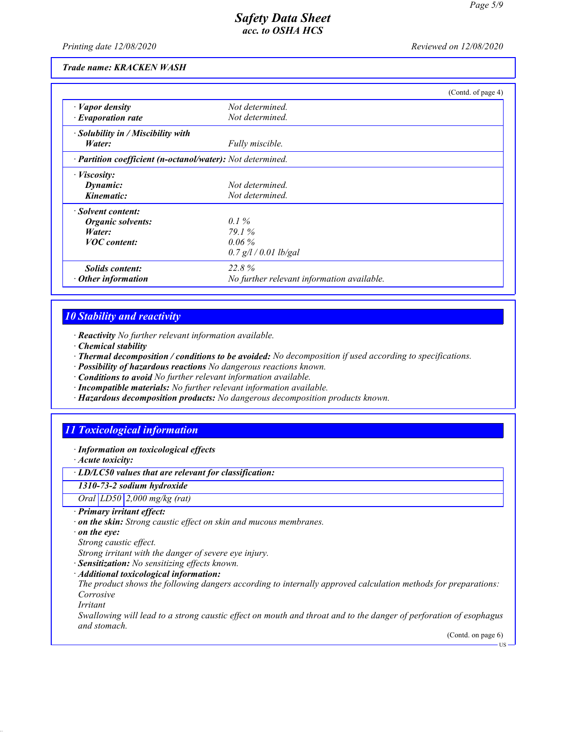**Trade name: KRACKEN WASH**

(Contd. of page 4)

| | |
|---|---|
| · **Vapor density** | Not determined. |
| · **Evaporation rate** | Not determined. |
| · **Solubility in / Miscibility with** | |
| **Water:** | Fully miscible. |
| · **Partition coefficient (n-octanol/water):** | Not determined. |
| · **Viscosity:** | |
| **Dynamic:** | Not determined. |
| **Kinematic:** | Not determined. |
| · **Solvent content:** | |
| **Organic solvents:** | 0.1 % |
| **Water:** | 79.1 % |
| **VOC content:** | 0.06 % |
| | 0.7 g/l / 0.01 lb/gal |
| **Solids content:** | 22.8 % |
| · **Other information** | No further relevant information available. |

## 10 Stability and reactivity

- · **Reactivity** No further relevant information available.
- · **Chemical stability**
- · **Thermal decomposition / conditions to be avoided:** No decomposition if used according to specifications.
- · **Possibility of hazardous reactions** No dangerous reactions known.
- · **Conditions to avoid** No further relevant information available.
- · **Incompatible materials:** No further relevant information available.
- · **Hazardous decomposition products:** No dangerous decomposition products known.

## 11 Toxicological information

- · **Information on toxicological effects**
- · **Acute toxicity:**

| · **LD/LC50 values that are relevant for classification:** | | |
|---|---|---|
| **1310-73-2 sodium hydroxide** | | |
| Oral | LD50 | 2,000 mg/kg (rat) |

- · **Primary irritant effect:**
- · **on the skin:** Strong caustic effect on skin and mucous membranes.
- · **on the eye:**
  Strong caustic effect.
  Strong irritant with the danger of severe eye injury.
- · **Sensitization:** No sensitizing effects known.
- · **Additional toxicological information:**
  The product shows the following dangers according to internally approved calculation methods for preparations:
  Corrosive
  Irritant
  Swallowing will lead to a strong caustic effect on mouth and throat and to the danger of perforation of esophagus and stomach.

(Contd. on page 6)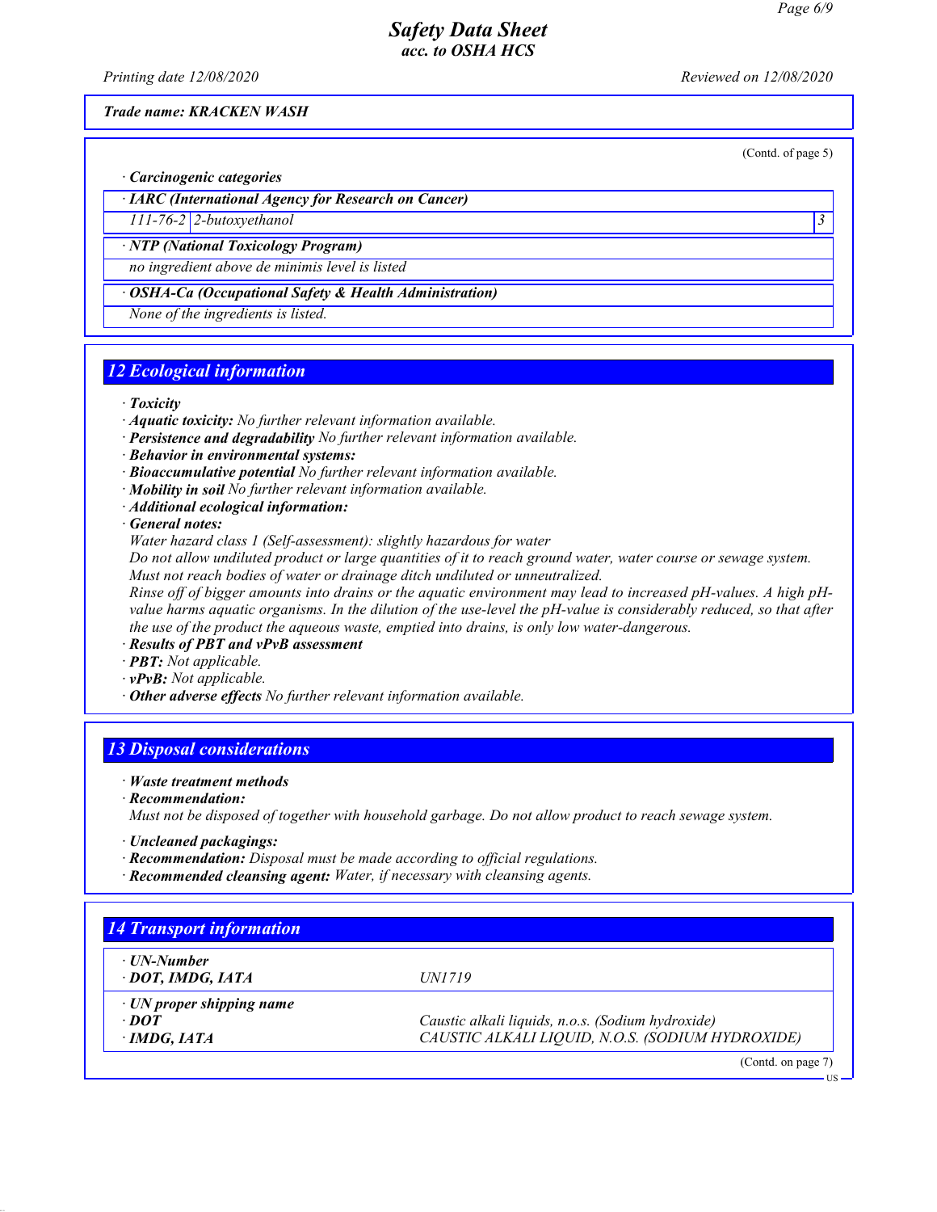*Trade name: KRACKEN WASH*

(Contd. of page 5)

· **Carcinogenic categories**

| · IARC (International Agency for Research on Cancer) | | |
|---|---|---|
| 111-76-2 | 2-butoxyethanol | 3 |

| · NTP (National Toxicology Program) |
|---|
| no ingredient above de minimis level is listed |

| · OSHA-Ca (Occupational Safety & Health Administration) |
|---|
| None of the ingredients is listed. |

## 12 Ecological information

· **Toxicity**
· **Aquatic toxicity:** No further relevant information available.
· **Persistence and degradability** No further relevant information available.
· **Behavior in environmental systems:**
· **Bioaccumulative potential** No further relevant information available.
· **Mobility in soil** No further relevant information available.
· **Additional ecological information:**
· **General notes:**
Water hazard class 1 (Self-assessment): slightly hazardous for water
Do not allow undiluted product or large quantities of it to reach ground water, water course or sewage system.
Must not reach bodies of water or drainage ditch undiluted or unneutralized.
Rinse off of bigger amounts into drains or the aquatic environment may lead to increased pH-values. A high pH-value harms aquatic organisms. In the dilution of the use-level the pH-value is considerably reduced, so that after the use of the product the aqueous waste, emptied into drains, is only low water-dangerous.
· **Results of PBT and vPvB assessment**
· **PBT:** Not applicable.
· **vPvB:** Not applicable.
· **Other adverse effects** No further relevant information available.

## 13 Disposal considerations

· **Waste treatment methods**
· **Recommendation:**
Must not be disposed of together with household garbage. Do not allow product to reach sewage system.

· **Uncleaned packagings:**
· **Recommendation:** Disposal must be made according to official regulations.
· **Recommended cleansing agent:** Water, if necessary with cleansing agents.

## 14 Transport information

| · UN-Number | |
|---|---|
| · DOT, IMDG, IATA | UN1719 |
| · UN proper shipping name | |
| · DOT | Caustic alkali liquids, n.o.s. (Sodium hydroxide) |
| · IMDG, IATA | CAUSTIC ALKALI LIQUID, N.O.S. (SODIUM HYDROXIDE) |

(Contd. on page 7)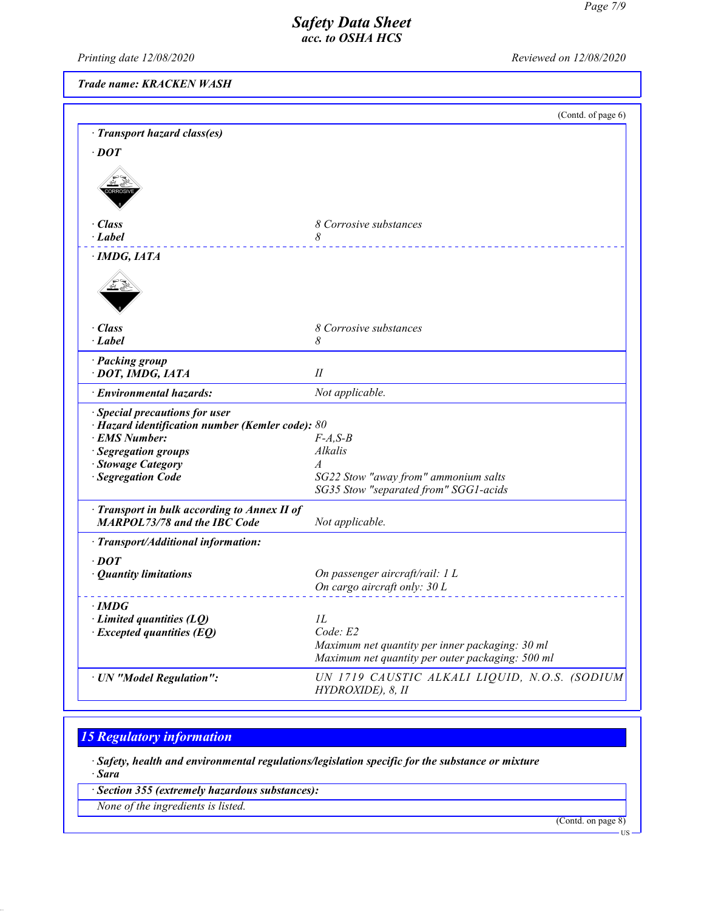*Trade name: KRACKEN WASH*

(Contd. of page 6)

**· Transport hazard class(es)**

**· DOT**

CORROSIVE

| | |
|---|---|
| **· Class** | *8 Corrosive substances* |
| **· Label** | *8* |

**· IMDG, IATA**

| | |
|---|---|
| **· Class** | *8 Corrosive substances* |
| **· Label** | *8* |

**· Packing group**

| | |
|---|---|
| **· DOT, IMDG, IATA** | *II* |
| **· Environmental hazards:** | *Not applicable.* |

| | |
|---|---|
| **· Special precautions for user** | |
| **· Hazard identification number (Kemler code):** | *80* |
| **· EMS Number:** | *F-A,S-B* |
| **· Segregation groups** | *Alkalis* |
| **· Stowage Category** | *A* |
| **· Segregation Code** | *SG22 Stow "away from" ammonium salts*<br>*SG35 Stow "separated from" SGG1-acids* |

| | |
|---|---|
| **· Transport in bulk according to Annex II of MARPOL73/78 and the IBC Code** | *Not applicable.* |

**· Transport/Additional information:**

| | |
|---|---|
| **· DOT** | |
| **· Quantity limitations** | *On passenger aircraft/rail: 1 L*<br>*On cargo aircraft only: 30 L* |

| | |
|---|---|
| **· IMDG** | |
| **· Limited quantities (LQ)** | *1L* |
| **· Excepted quantities (EQ)** | *Code: E2*<br>*Maximum net quantity per inner packaging: 30 ml*<br>*Maximum net quantity per outer packaging: 500 ml* |

| | |
|---|---|
| **· UN "Model Regulation":** | *UN 1719 CAUSTIC ALKALI LIQUID, N.O.S. (SODIUM HYDROXIDE), 8, II* |

## 15 Regulatory information

**· Safety, health and environmental regulations/legislation specific for the substance or mixture**
**· Sara**

**· Section 355 (extremely hazardous substances):**

*None of the ingredients is listed.*

(Contd. on page 8)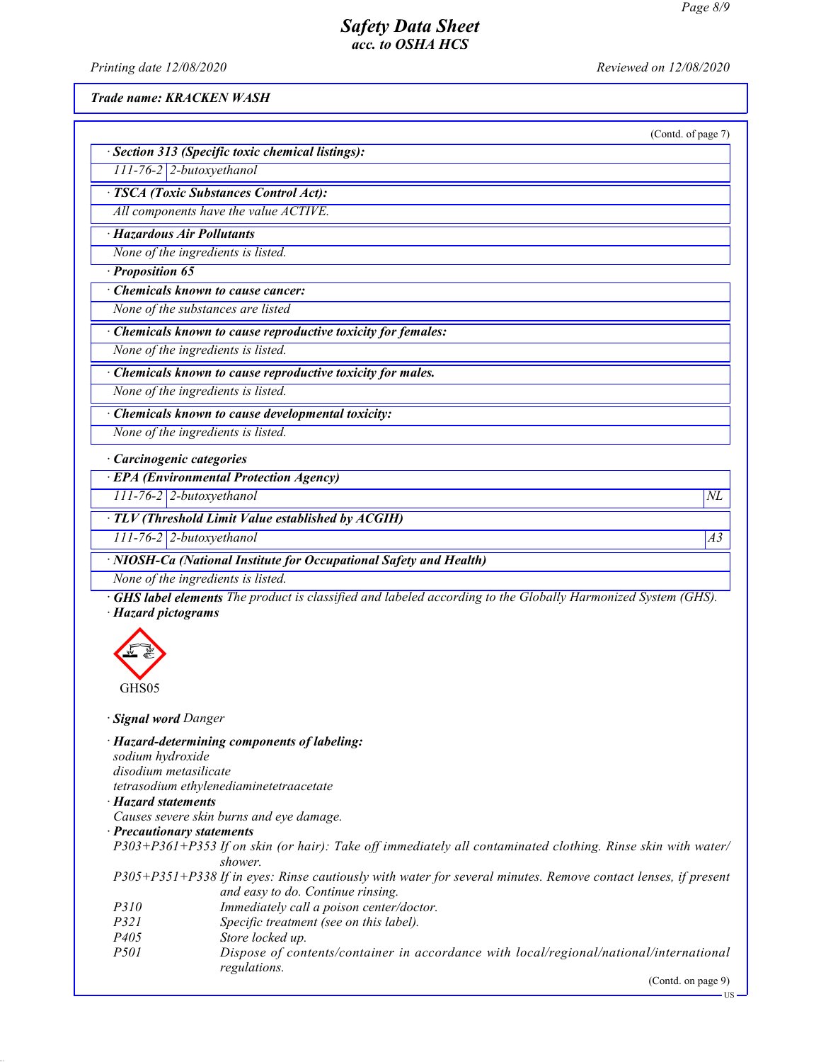Trade name: KRACKEN WASH

(Contd. of page 7)

**· Section 313 (Specific toxic chemical listings):**

| 111-76-2 | 2-butoxyethanol |
|---|---|

**· TSCA (Toxic Substances Control Act):**

All components have the value ACTIVE.

**· Hazardous Air Pollutants**

None of the ingredients is listed.

**· Proposition 65**

**· Chemicals known to cause cancer:**

None of the substances are listed

**· Chemicals known to cause reproductive toxicity for females:**

None of the ingredients is listed.

**· Chemicals known to cause reproductive toxicity for males.**

None of the ingredients is listed.

**· Chemicals known to cause developmental toxicity:**

None of the ingredients is listed.

**· Carcinogenic categories**

**· EPA (Environmental Protection Agency)**

| 111-76-2 | 2-butoxyethanol | NL |
|---|---|---|

**· TLV (Threshold Limit Value established by ACGIH)**

| 111-76-2 | 2-butoxyethanol | A3 |
|---|---|---|

**· NIOSH-Ca (National Institute for Occupational Safety and Health)**

None of the ingredients is listed.

**· GHS label elements** The product is classified and labeled according to the Globally Harmonized System (GHS).

**· Hazard pictograms**

GHS05

**· Signal word** Danger

**· Hazard-determining components of labeling:**

sodium hydroxide
disodium metasilicate
tetrasodium ethylenediaminetetraacetate

**· Hazard statements**

Causes severe skin burns and eye damage.

**· Precautionary statements**

| | |
|---|---|
| P303+P361+P353 | If on skin (or hair): Take off immediately all contaminated clothing. Rinse skin with water/shower. |
| P305+P351+P338 | If in eyes: Rinse cautiously with water for several minutes. Remove contact lenses, if present and easy to do. Continue rinsing. |
| P310 | Immediately call a poison center/doctor. |
| P321 | Specific treatment (see on this label). |
| P405 | Store locked up. |
| P501 | Dispose of contents/container in accordance with local/regional/national/international regulations. |

(Contd. on page 9)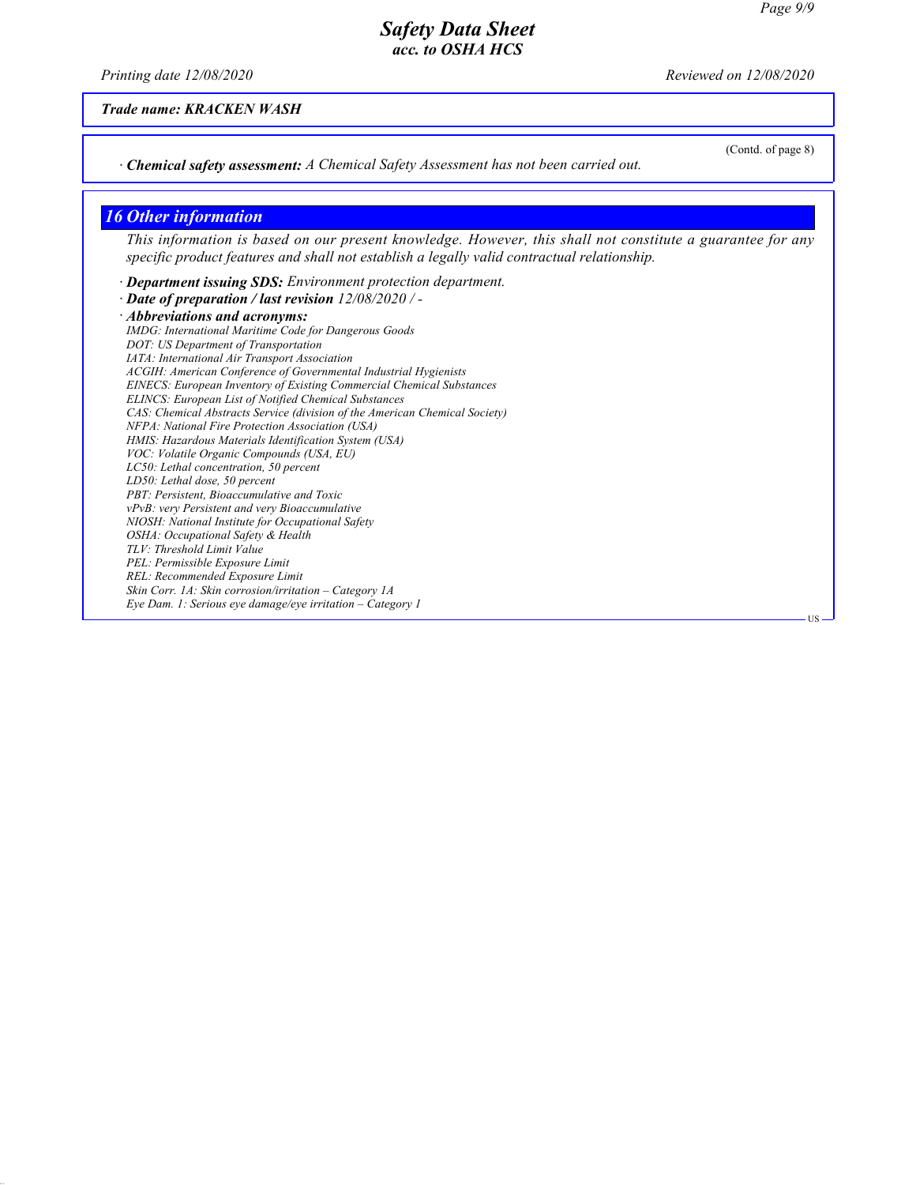(Contd. of page 8)

· ***Chemical safety assessment:*** *A Chemical Safety Assessment has not been carried out.*

## 16 Other information

*This information is based on our present knowledge. However, this shall not constitute a guarantee for any specific product features and shall not establish a legally valid contractual relationship.*

· ***Department issuing SDS:*** *Environment protection department.*

· ***Date of preparation / last revision*** *12/08/2020 / -*

· ***Abbreviations and acronyms:***

*IMDG: International Maritime Code for Dangerous Goods*
*DOT: US Department of Transportation*
*IATA: International Air Transport Association*
*ACGIH: American Conference of Governmental Industrial Hygienists*
*EINECS: European Inventory of Existing Commercial Chemical Substances*
*ELINCS: European List of Notified Chemical Substances*
*CAS: Chemical Abstracts Service (division of the American Chemical Society)*
*NFPA: National Fire Protection Association (USA)*
*HMIS: Hazardous Materials Identification System (USA)*
*VOC: Volatile Organic Compounds (USA, EU)*
*LC50: Lethal concentration, 50 percent*
*LD50: Lethal dose, 50 percent*
*PBT: Persistent, Bioaccumulative and Toxic*
*vPvB: very Persistent and very Bioaccumulative*
*NIOSH: National Institute for Occupational Safety*
*OSHA: Occupational Safety & Health*
*TLV: Threshold Limit Value*
*PEL: Permissible Exposure Limit*
*REL: Recommended Exposure Limit*
*Skin Corr. 1A: Skin corrosion/irritation – Category 1A*
*Eye Dam. 1: Serious eye damage/eye irritation – Category 1*

US